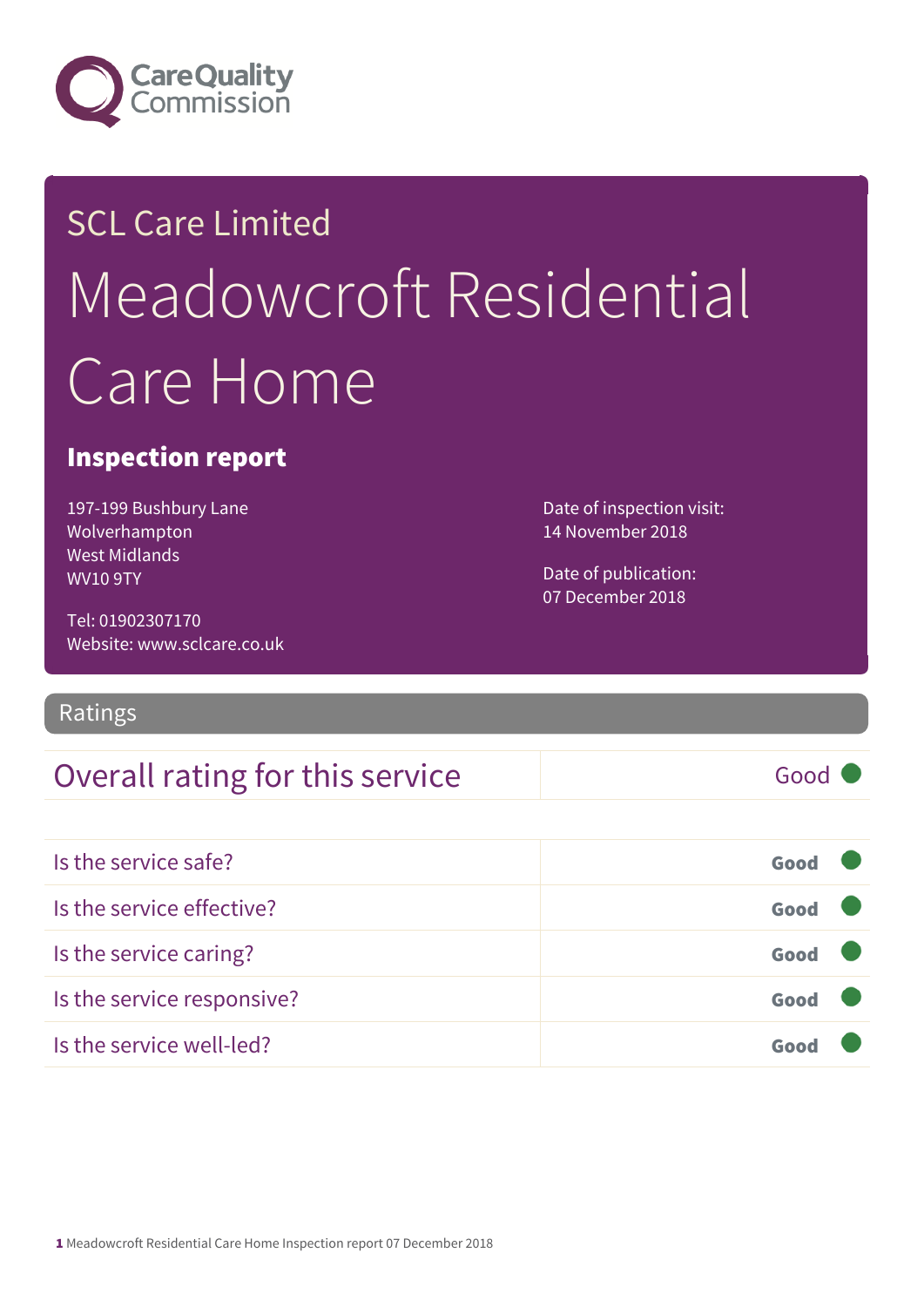Care Quality Commission

SCL Care Limited

# Meadowcroft Residential Care Home

## Inspection report

197-199 Bushbury Lane
Wolverhampton
West Midlands
WV10 9TY

Tel: 01902307170
Website: www.sclcare.co.uk

Date of inspection visit:
14 November 2018

Date of publication:
07 December 2018

## Ratings

| Overall rating for this service | Good |
|---|---|

| | |
|---|---|
| Is the service safe? | Good |
| Is the service effective? | Good |
| Is the service caring? | Good |
| Is the service responsive? | Good |
| Is the service well-led? | Good |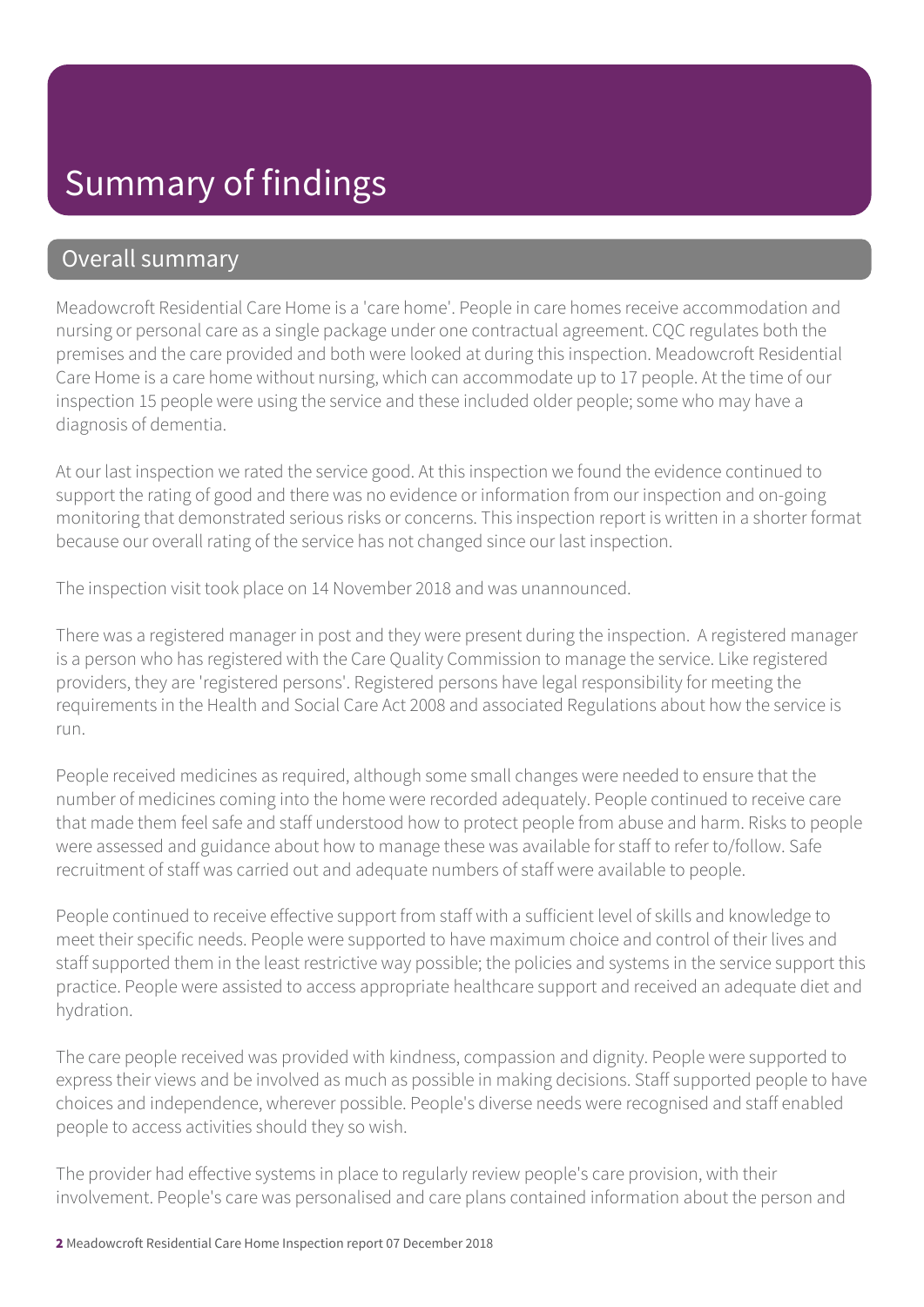# Summary of findings

## Overall summary

Meadowcroft Residential Care Home is a 'care home'. People in care homes receive accommodation and nursing or personal care as a single package under one contractual agreement. CQC regulates both the premises and the care provided and both were looked at during this inspection. Meadowcroft Residential Care Home is a care home without nursing, which can accommodate up to 17 people. At the time of our inspection 15 people were using the service and these included older people; some who may have a diagnosis of dementia.

At our last inspection we rated the service good. At this inspection we found the evidence continued to support the rating of good and there was no evidence or information from our inspection and on-going monitoring that demonstrated serious risks or concerns. This inspection report is written in a shorter format because our overall rating of the service has not changed since our last inspection.

The inspection visit took place on 14 November 2018 and was unannounced.

There was a registered manager in post and they were present during the inspection. A registered manager is a person who has registered with the Care Quality Commission to manage the service. Like registered providers, they are 'registered persons'. Registered persons have legal responsibility for meeting the requirements in the Health and Social Care Act 2008 and associated Regulations about how the service is run.

People received medicines as required, although some small changes were needed to ensure that the number of medicines coming into the home were recorded adequately. People continued to receive care that made them feel safe and staff understood how to protect people from abuse and harm. Risks to people were assessed and guidance about how to manage these was available for staff to refer to/follow. Safe recruitment of staff was carried out and adequate numbers of staff were available to people.

People continued to receive effective support from staff with a sufficient level of skills and knowledge to meet their specific needs. People were supported to have maximum choice and control of their lives and staff supported them in the least restrictive way possible; the policies and systems in the service support this practice. People were assisted to access appropriate healthcare support and received an adequate diet and hydration.

The care people received was provided with kindness, compassion and dignity. People were supported to express their views and be involved as much as possible in making decisions. Staff supported people to have choices and independence, wherever possible. People's diverse needs were recognised and staff enabled people to access activities should they so wish.

The provider had effective systems in place to regularly review people's care provision, with their involvement. People's care was personalised and care plans contained information about the person and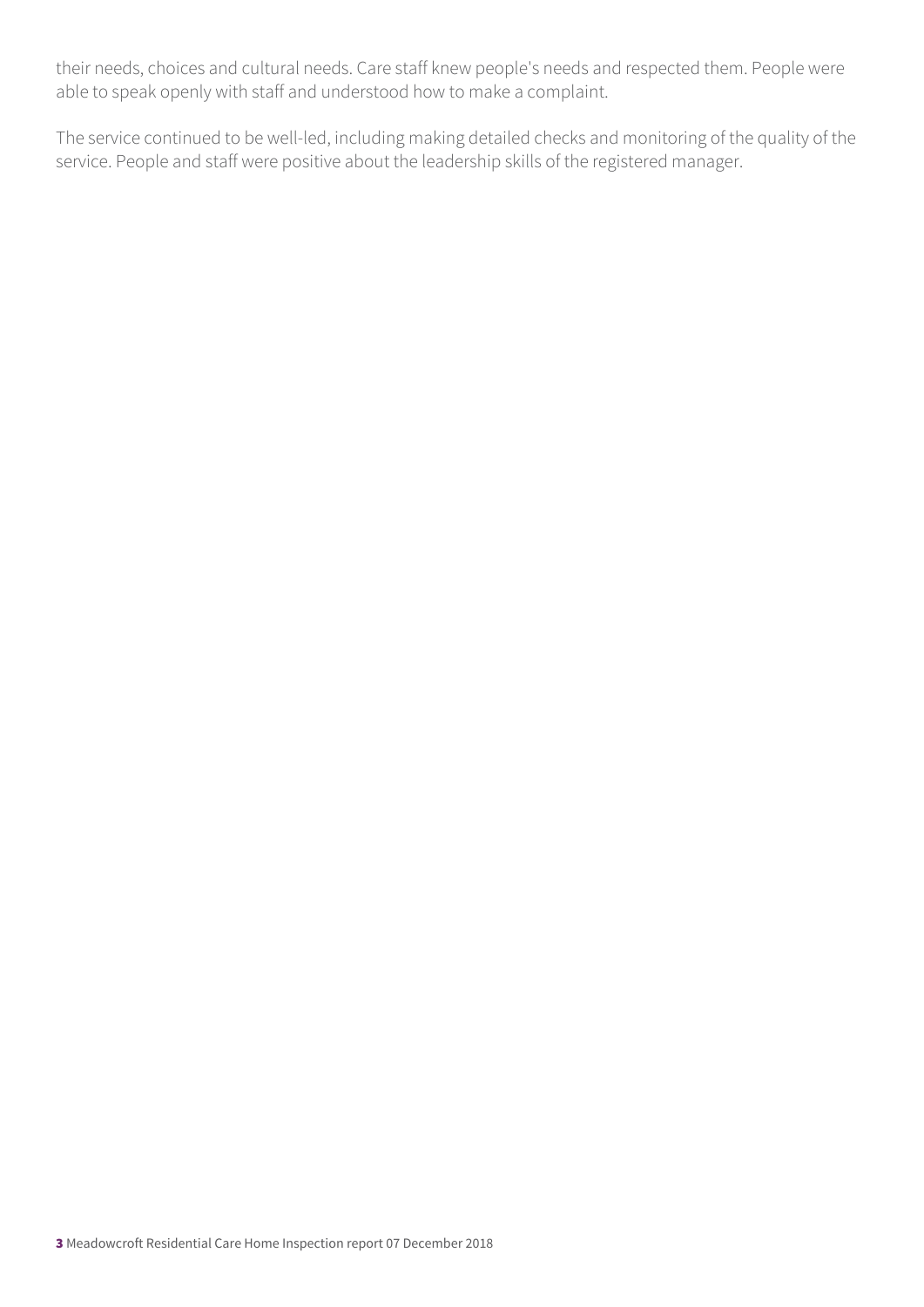their needs, choices and cultural needs. Care staff knew people's needs and respected them. People were able to speak openly with staff and understood how to make a complaint.

The service continued to be well-led, including making detailed checks and monitoring of the quality of the service. People and staff were positive about the leadership skills of the registered manager.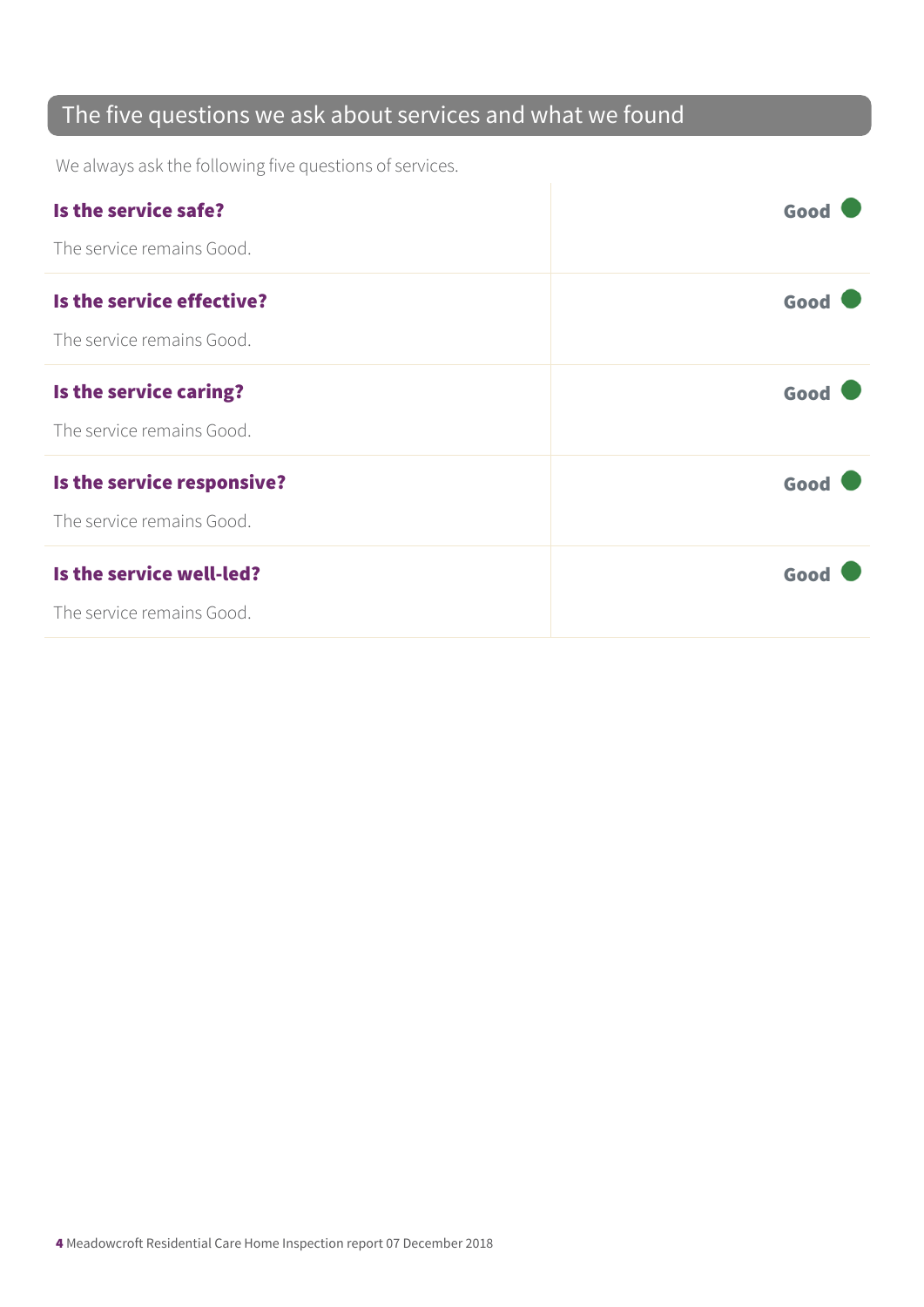## The five questions we ask about services and what we found

We always ask the following five questions of services.

| | |
|---|---|
| **Is the service safe?**<br><br>The service remains Good. | **Good** |
| **Is the service effective?**<br><br>The service remains Good. | **Good** |
| **Is the service caring?**<br><br>The service remains Good. | **Good** |
| **Is the service responsive?**<br><br>The service remains Good. | **Good** |
| **Is the service well-led?**<br><br>The service remains Good. | **Good** |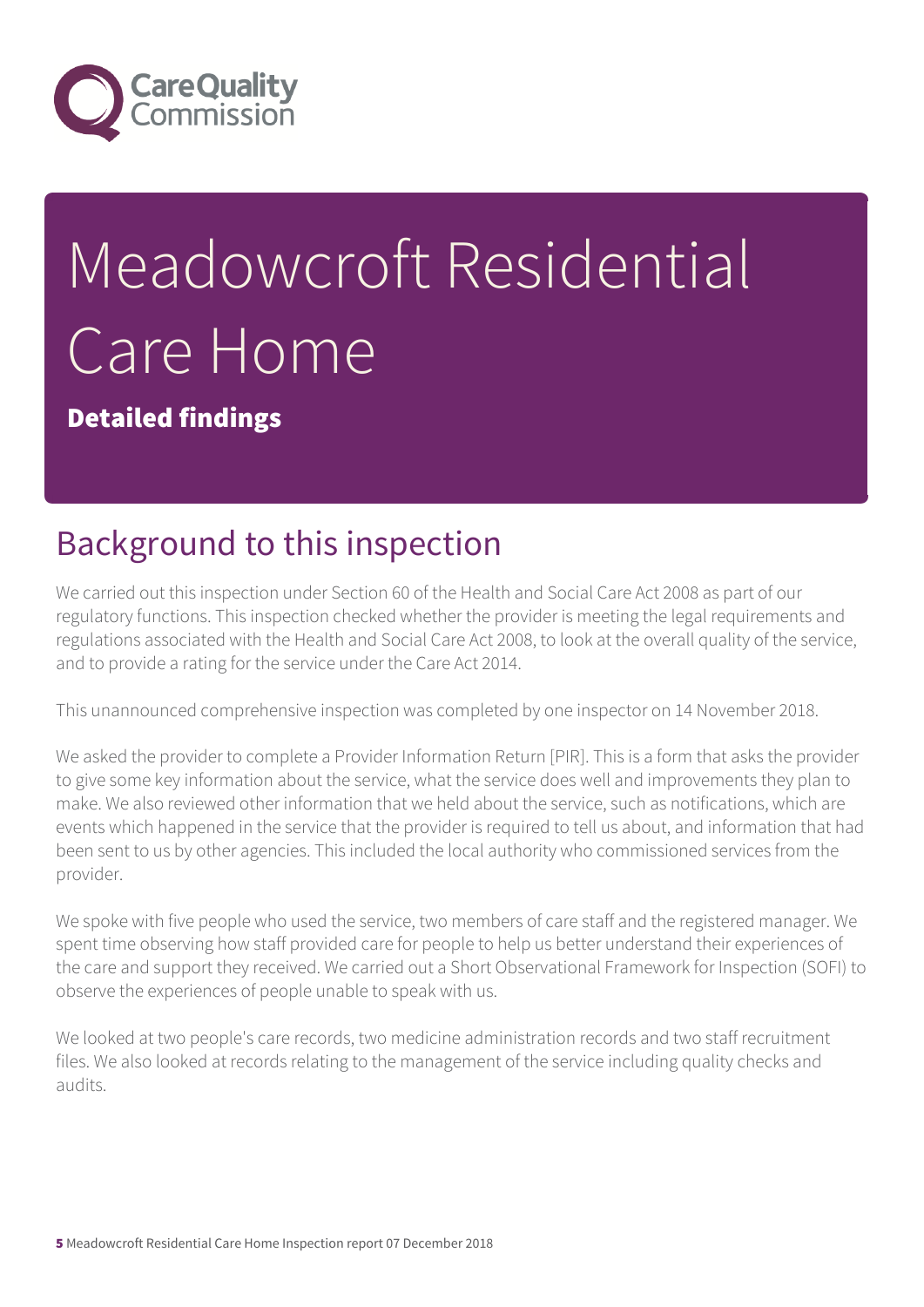# Meadowcroft Residential Care Home

**Detailed findings**

## Background to this inspection

We carried out this inspection under Section 60 of the Health and Social Care Act 2008 as part of our regulatory functions. This inspection checked whether the provider is meeting the legal requirements and regulations associated with the Health and Social Care Act 2008, to look at the overall quality of the service, and to provide a rating for the service under the Care Act 2014.

This unannounced comprehensive inspection was completed by one inspector on 14 November 2018.

We asked the provider to complete a Provider Information Return [PIR]. This is a form that asks the provider to give some key information about the service, what the service does well and improvements they plan to make. We also reviewed other information that we held about the service, such as notifications, which are events which happened in the service that the provider is required to tell us about, and information that had been sent to us by other agencies. This included the local authority who commissioned services from the provider.

We spoke with five people who used the service, two members of care staff and the registered manager. We spent time observing how staff provided care for people to help us better understand their experiences of the care and support they received. We carried out a Short Observational Framework for Inspection (SOFI) to observe the experiences of people unable to speak with us.

We looked at two people's care records, two medicine administration records and two staff recruitment files. We also looked at records relating to the management of the service including quality checks and audits.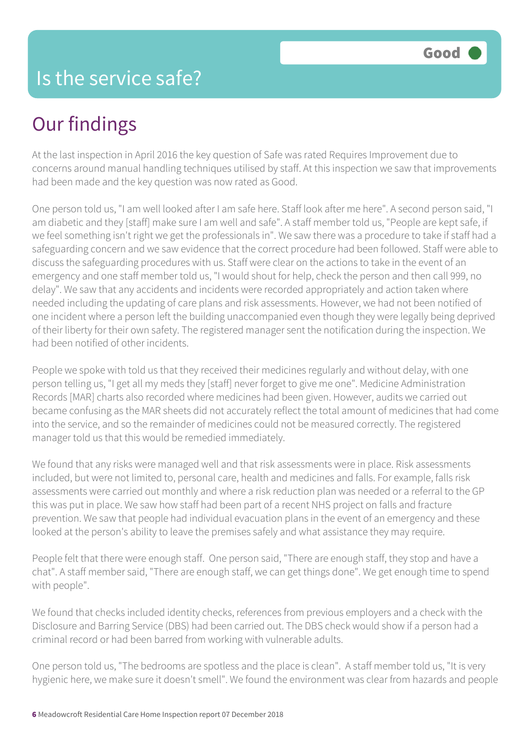# Is the service safe?

**Good**

## Our findings

At the last inspection in April 2016 the key question of Safe was rated Requires Improvement due to concerns around manual handling techniques utilised by staff. At this inspection we saw that improvements had been made and the key question was now rated as Good.

One person told us, "I am well looked after I am safe here. Staff look after me here". A second person said, "I am diabetic and they [staff] make sure I am well and safe". A staff member told us, "People are kept safe, if we feel something isn't right we get the professionals in". We saw there was a procedure to take if staff had a safeguarding concern and we saw evidence that the correct procedure had been followed. Staff were able to discuss the safeguarding procedures with us. Staff were clear on the actions to take in the event of an emergency and one staff member told us, "I would shout for help, check the person and then call 999, no delay". We saw that any accidents and incidents were recorded appropriately and action taken where needed including the updating of care plans and risk assessments. However, we had not been notified of one incident where a person left the building unaccompanied even though they were legally being deprived of their liberty for their own safety. The registered manager sent the notification during the inspection. We had been notified of other incidents.

People we spoke with told us that they received their medicines regularly and without delay, with one person telling us, "I get all my meds they [staff] never forget to give me one". Medicine Administration Records [MAR] charts also recorded where medicines had been given. However, audits we carried out became confusing as the MAR sheets did not accurately reflect the total amount of medicines that had come into the service, and so the remainder of medicines could not be measured correctly. The registered manager told us that this would be remedied immediately.

We found that any risks were managed well and that risk assessments were in place. Risk assessments included, but were not limited to, personal care, health and medicines and falls. For example, falls risk assessments were carried out monthly and where a risk reduction plan was needed or a referral to the GP this was put in place. We saw how staff had been part of a recent NHS project on falls and fracture prevention. We saw that people had individual evacuation plans in the event of an emergency and these looked at the person's ability to leave the premises safely and what assistance they may require.

People felt that there were enough staff. One person said, "There are enough staff, they stop and have a chat". A staff member said, "There are enough staff, we can get things done". We get enough time to spend with people".

We found that checks included identity checks, references from previous employers and a check with the Disclosure and Barring Service (DBS) had been carried out. The DBS check would show if a person had a criminal record or had been barred from working with vulnerable adults.

One person told us, "The bedrooms are spotless and the place is clean". A staff member told us, "It is very hygienic here, we make sure it doesn't smell". We found the environment was clear from hazards and people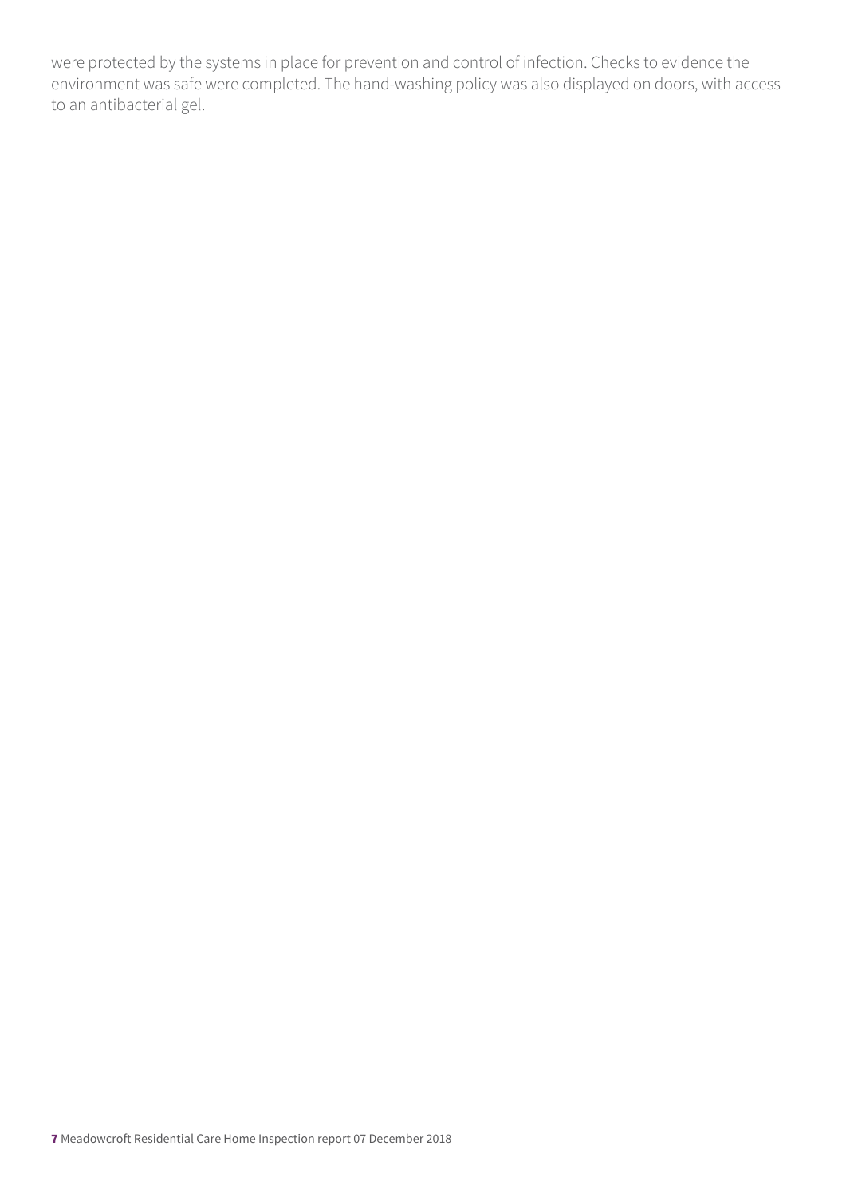were protected by the systems in place for prevention and control of infection. Checks to evidence the environment was safe were completed. The hand-washing policy was also displayed on doors, with access to an antibacterial gel.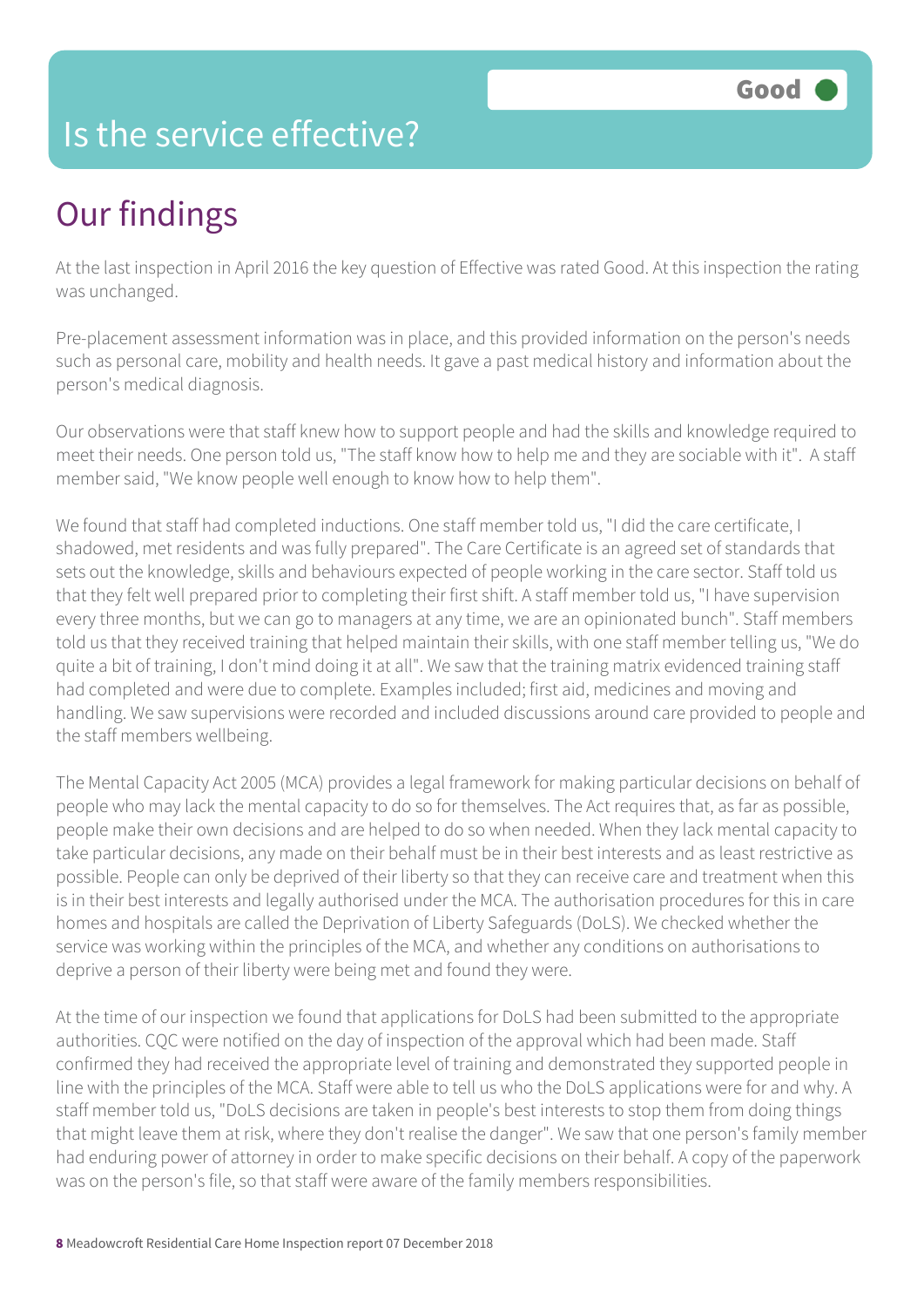# Is the service effective?

Good

## Our findings

At the last inspection in April 2016 the key question of Effective was rated Good. At this inspection the rating was unchanged.

Pre-placement assessment information was in place, and this provided information on the person's needs such as personal care, mobility and health needs. It gave a past medical history and information about the person's medical diagnosis.

Our observations were that staff knew how to support people and had the skills and knowledge required to meet their needs. One person told us, "The staff know how to help me and they are sociable with it". A staff member said, "We know people well enough to know how to help them".

We found that staff had completed inductions. One staff member told us, "I did the care certificate, I shadowed, met residents and was fully prepared". The Care Certificate is an agreed set of standards that sets out the knowledge, skills and behaviours expected of people working in the care sector. Staff told us that they felt well prepared prior to completing their first shift. A staff member told us, "I have supervision every three months, but we can go to managers at any time, we are an opinionated bunch". Staff members told us that they received training that helped maintain their skills, with one staff member telling us, "We do quite a bit of training, I don't mind doing it at all". We saw that the training matrix evidenced training staff had completed and were due to complete. Examples included; first aid, medicines and moving and handling. We saw supervisions were recorded and included discussions around care provided to people and the staff members wellbeing.

The Mental Capacity Act 2005 (MCA) provides a legal framework for making particular decisions on behalf of people who may lack the mental capacity to do so for themselves. The Act requires that, as far as possible, people make their own decisions and are helped to do so when needed. When they lack mental capacity to take particular decisions, any made on their behalf must be in their best interests and as least restrictive as possible. People can only be deprived of their liberty so that they can receive care and treatment when this is in their best interests and legally authorised under the MCA. The authorisation procedures for this in care homes and hospitals are called the Deprivation of Liberty Safeguards (DoLS). We checked whether the service was working within the principles of the MCA, and whether any conditions on authorisations to deprive a person of their liberty were being met and found they were.

At the time of our inspection we found that applications for DoLS had been submitted to the appropriate authorities. CQC were notified on the day of inspection of the approval which had been made. Staff confirmed they had received the appropriate level of training and demonstrated they supported people in line with the principles of the MCA. Staff were able to tell us who the DoLS applications were for and why. A staff member told us, "DoLS decisions are taken in people's best interests to stop them from doing things that might leave them at risk, where they don't realise the danger". We saw that one person's family member had enduring power of attorney in order to make specific decisions on their behalf. A copy of the paperwork was on the person's file, so that staff were aware of the family members responsibilities.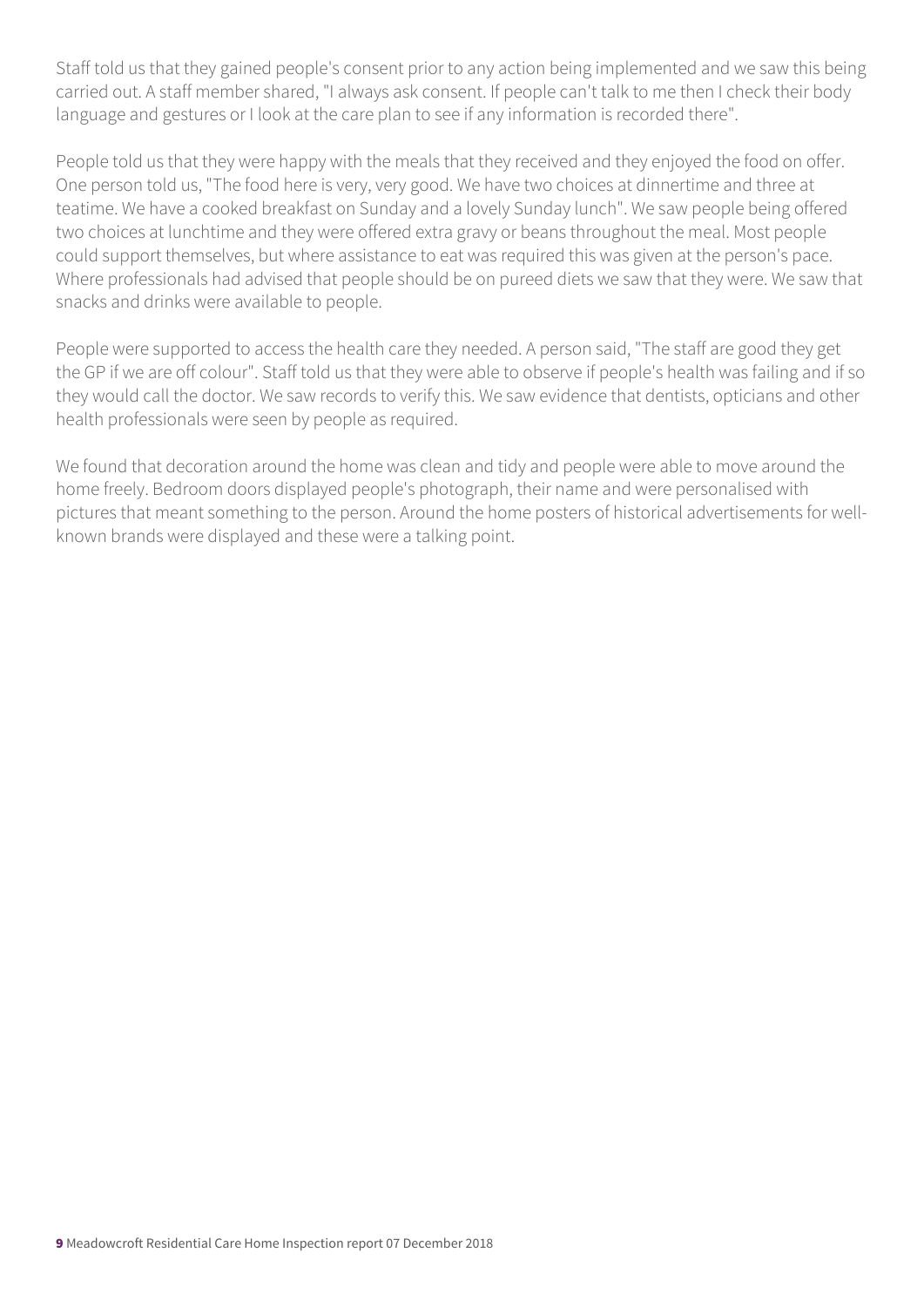Staff told us that they gained people's consent prior to any action being implemented and we saw this being carried out. A staff member shared, "I always ask consent. If people can't talk to me then I check their body language and gestures or I look at the care plan to see if any information is recorded there".

People told us that they were happy with the meals that they received and they enjoyed the food on offer. One person told us, "The food here is very, very good. We have two choices at dinnertime and three at teatime. We have a cooked breakfast on Sunday and a lovely Sunday lunch". We saw people being offered two choices at lunchtime and they were offered extra gravy or beans throughout the meal. Most people could support themselves, but where assistance to eat was required this was given at the person's pace. Where professionals had advised that people should be on pureed diets we saw that they were. We saw that snacks and drinks were available to people.

People were supported to access the health care they needed. A person said, "The staff are good they get the GP if we are off colour". Staff told us that they were able to observe if people's health was failing and if so they would call the doctor. We saw records to verify this. We saw evidence that dentists, opticians and other health professionals were seen by people as required.

We found that decoration around the home was clean and tidy and people were able to move around the home freely. Bedroom doors displayed people's photograph, their name and were personalised with pictures that meant something to the person. Around the home posters of historical advertisements for well-known brands were displayed and these were a talking point.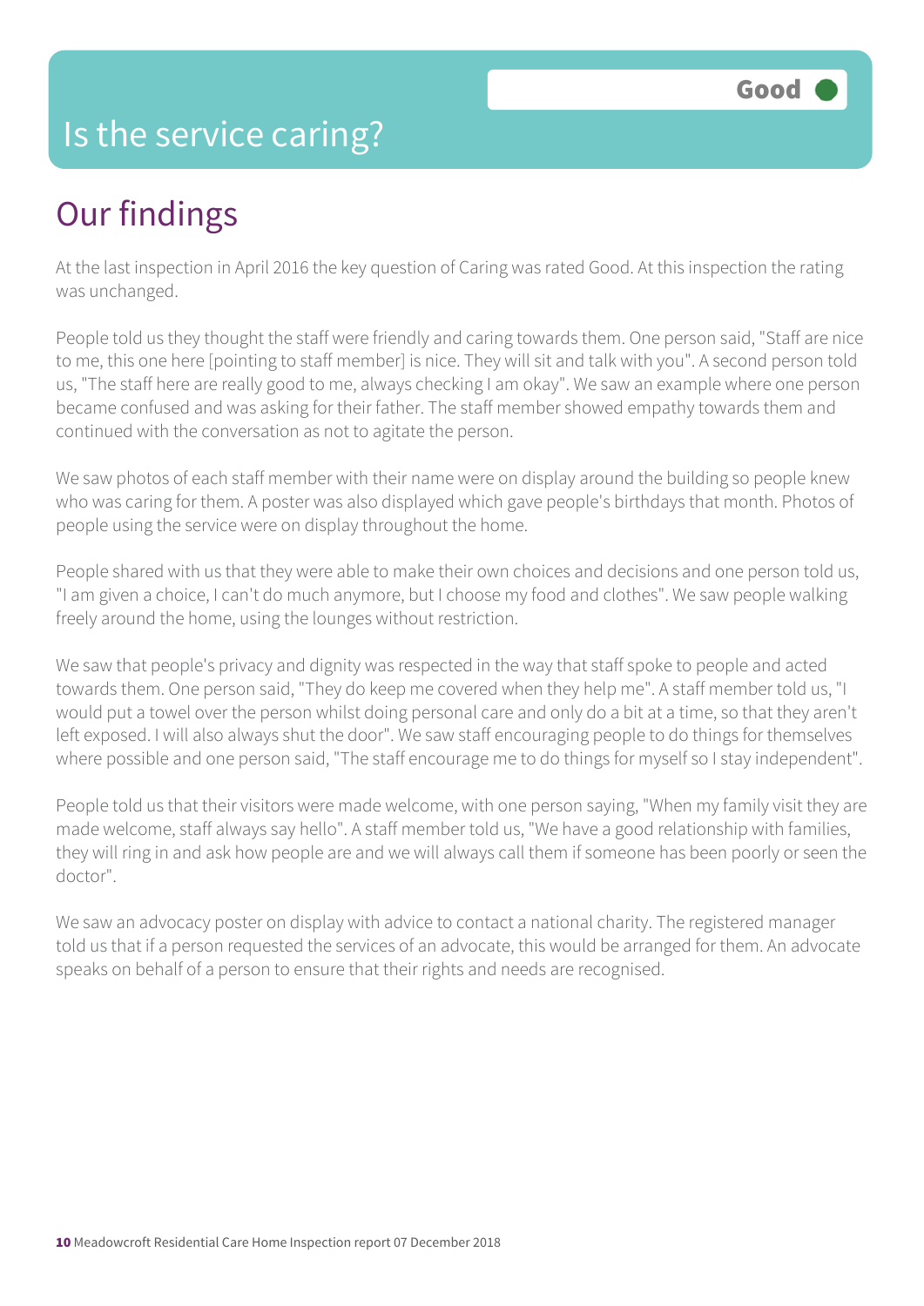# Is the service caring?

**Good**

## Our findings

At the last inspection in April 2016 the key question of Caring was rated Good. At this inspection the rating was unchanged.

People told us they thought the staff were friendly and caring towards them. One person said, "Staff are nice to me, this one here [pointing to staff member] is nice. They will sit and talk with you". A second person told us, "The staff here are really good to me, always checking I am okay". We saw an example where one person became confused and was asking for their father. The staff member showed empathy towards them and continued with the conversation as not to agitate the person.

We saw photos of each staff member with their name were on display around the building so people knew who was caring for them. A poster was also displayed which gave people's birthdays that month. Photos of people using the service were on display throughout the home.

People shared with us that they were able to make their own choices and decisions and one person told us, "I am given a choice, I can't do much anymore, but I choose my food and clothes". We saw people walking freely around the home, using the lounges without restriction.

We saw that people's privacy and dignity was respected in the way that staff spoke to people and acted towards them. One person said, "They do keep me covered when they help me". A staff member told us, "I would put a towel over the person whilst doing personal care and only do a bit at a time, so that they aren't left exposed. I will also always shut the door". We saw staff encouraging people to do things for themselves where possible and one person said, "The staff encourage me to do things for myself so I stay independent".

People told us that their visitors were made welcome, with one person saying, "When my family visit they are made welcome, staff always say hello". A staff member told us, "We have a good relationship with families, they will ring in and ask how people are and we will always call them if someone has been poorly or seen the doctor".

We saw an advocacy poster on display with advice to contact a national charity. The registered manager told us that if a person requested the services of an advocate, this would be arranged for them. An advocate speaks on behalf of a person to ensure that their rights and needs are recognised.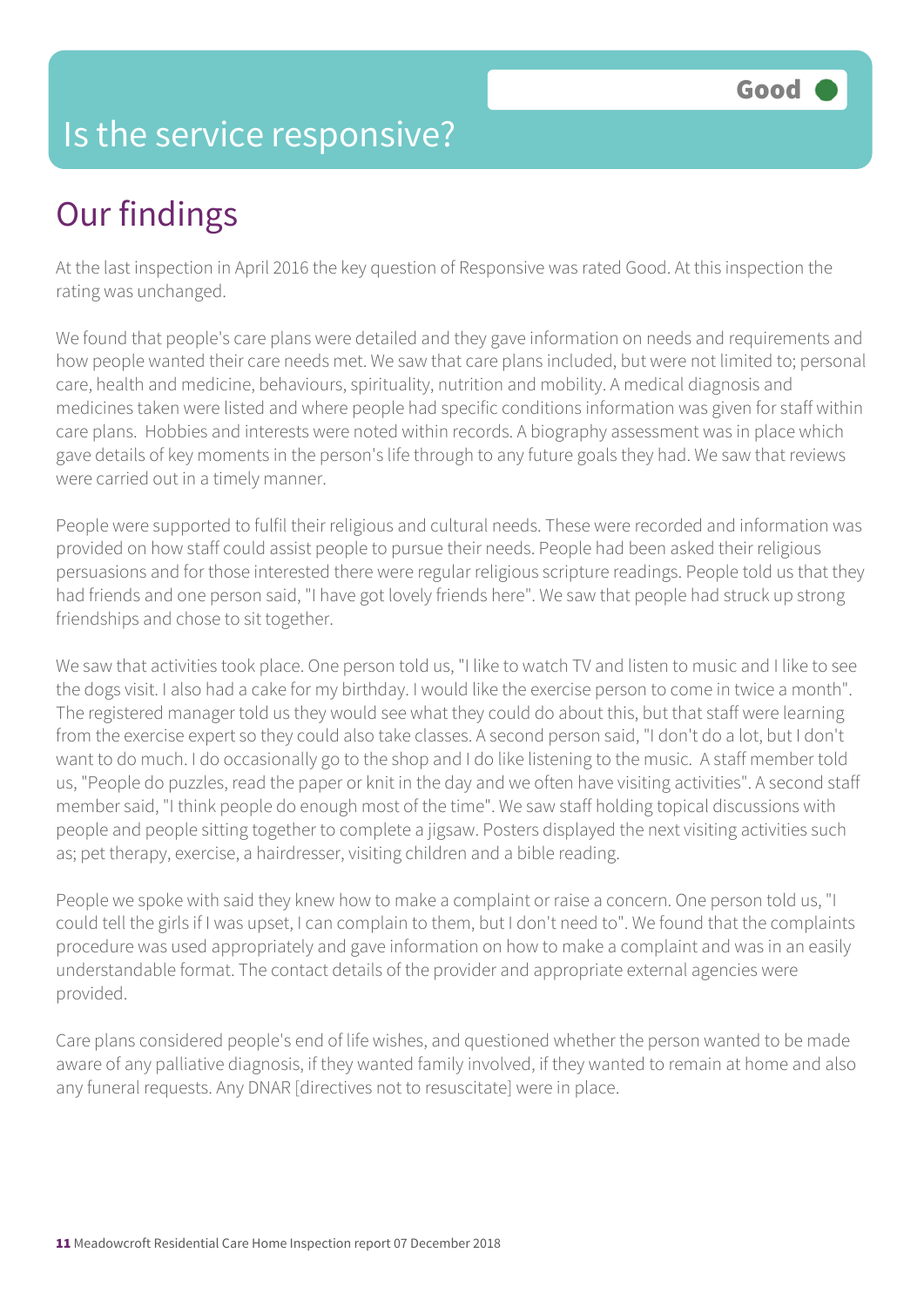# Is the service responsive?

**Good**

## Our findings

At the last inspection in April 2016 the key question of Responsive was rated Good. At this inspection the rating was unchanged.

We found that people's care plans were detailed and they gave information on needs and requirements and how people wanted their care needs met. We saw that care plans included, but were not limited to; personal care, health and medicine, behaviours, spirituality, nutrition and mobility. A medical diagnosis and medicines taken were listed and where people had specific conditions information was given for staff within care plans. Hobbies and interests were noted within records. A biography assessment was in place which gave details of key moments in the person's life through to any future goals they had. We saw that reviews were carried out in a timely manner.

People were supported to fulfil their religious and cultural needs. These were recorded and information was provided on how staff could assist people to pursue their needs. People had been asked their religious persuasions and for those interested there were regular religious scripture readings. People told us that they had friends and one person said, "I have got lovely friends here". We saw that people had struck up strong friendships and chose to sit together.

We saw that activities took place. One person told us, "I like to watch TV and listen to music and I like to see the dogs visit. I also had a cake for my birthday. I would like the exercise person to come in twice a month". The registered manager told us they would see what they could do about this, but that staff were learning from the exercise expert so they could also take classes. A second person said, "I don't do a lot, but I don't want to do much. I do occasionally go to the shop and I do like listening to the music. A staff member told us, "People do puzzles, read the paper or knit in the day and we often have visiting activities". A second staff member said, "I think people do enough most of the time". We saw staff holding topical discussions with people and people sitting together to complete a jigsaw. Posters displayed the next visiting activities such as; pet therapy, exercise, a hairdresser, visiting children and a bible reading.

People we spoke with said they knew how to make a complaint or raise a concern. One person told us, "I could tell the girls if I was upset, I can complain to them, but I don't need to". We found that the complaints procedure was used appropriately and gave information on how to make a complaint and was in an easily understandable format. The contact details of the provider and appropriate external agencies were provided.

Care plans considered people's end of life wishes, and questioned whether the person wanted to be made aware of any palliative diagnosis, if they wanted family involved, if they wanted to remain at home and also any funeral requests. Any DNAR [directives not to resuscitate] were in place.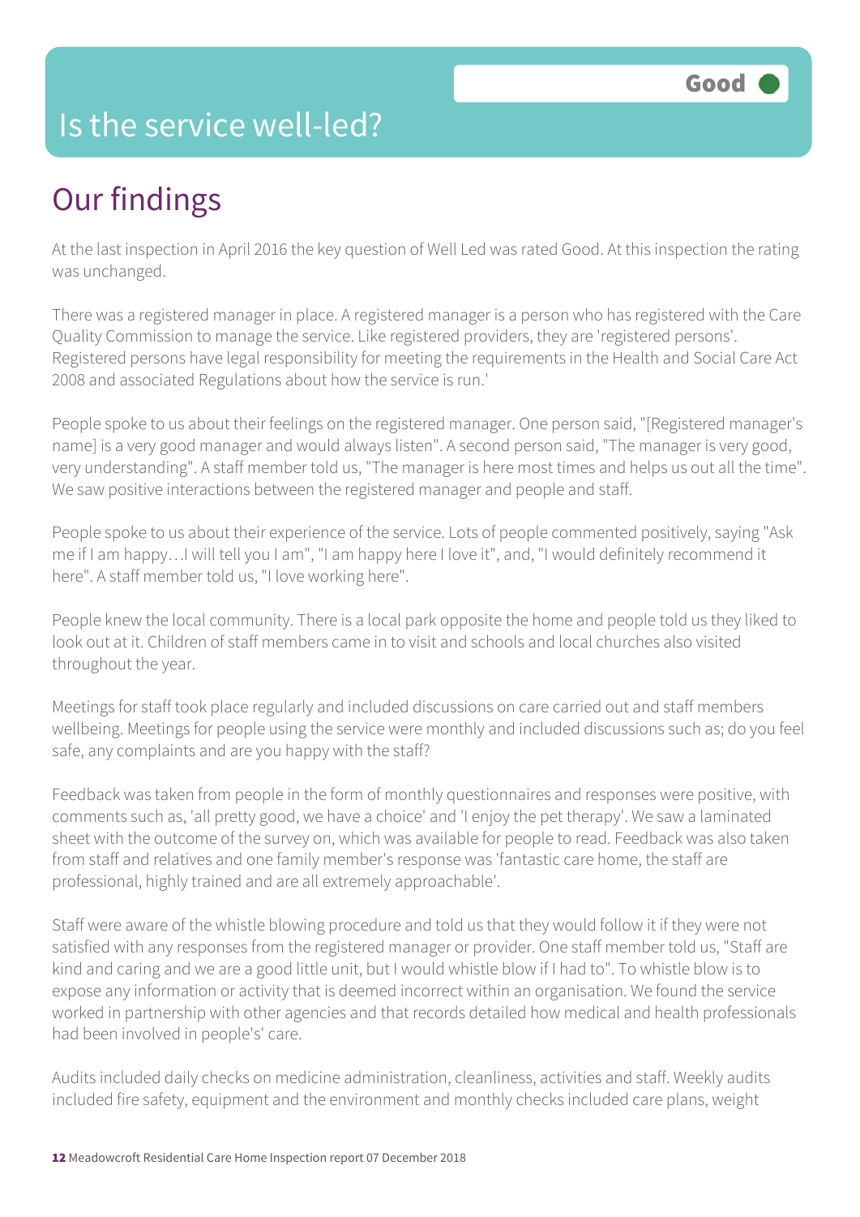# Is the service well-led?

Good

## Our findings

At the last inspection in April 2016 the key question of Well Led was rated Good. At this inspection the rating was unchanged.

There was a registered manager in place. A registered manager is a person who has registered with the Care Quality Commission to manage the service. Like registered providers, they are 'registered persons'. Registered persons have legal responsibility for meeting the requirements in the Health and Social Care Act 2008 and associated Regulations about how the service is run.'

People spoke to us about their feelings on the registered manager. One person said, "[Registered manager's name] is a very good manager and would always listen". A second person said, "The manager is very good, very understanding". A staff member told us, "The manager is here most times and helps us out all the time". We saw positive interactions between the registered manager and people and staff.

People spoke to us about their experience of the service. Lots of people commented positively, saying "Ask me if I am happy…I will tell you I am", "I am happy here I love it", and, "I would definitely recommend it here". A staff member told us, "I love working here".

People knew the local community. There is a local park opposite the home and people told us they liked to look out at it. Children of staff members came in to visit and schools and local churches also visited throughout the year.

Meetings for staff took place regularly and included discussions on care carried out and staff members wellbeing. Meetings for people using the service were monthly and included discussions such as; do you feel safe, any complaints and are you happy with the staff?

Feedback was taken from people in the form of monthly questionnaires and responses were positive, with comments such as, 'all pretty good, we have a choice' and 'I enjoy the pet therapy'. We saw a laminated sheet with the outcome of the survey on, which was available for people to read. Feedback was also taken from staff and relatives and one family member's response was 'fantastic care home, the staff are professional, highly trained and are all extremely approachable'.

Staff were aware of the whistle blowing procedure and told us that they would follow it if they were not satisfied with any responses from the registered manager or provider. One staff member told us, "Staff are kind and caring and we are a good little unit, but I would whistle blow if I had to". To whistle blow is to expose any information or activity that is deemed incorrect within an organisation. We found the service worked in partnership with other agencies and that records detailed how medical and health professionals had been involved in people's' care.

Audits included daily checks on medicine administration, cleanliness, activities and staff. Weekly audits included fire safety, equipment and the environment and monthly checks included care plans, weight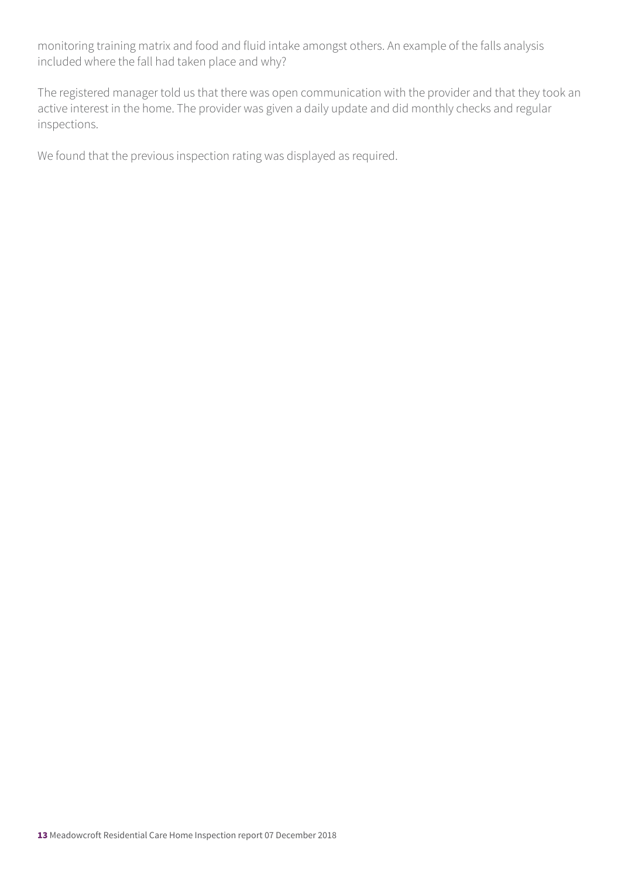monitoring training matrix and food and fluid intake amongst others. An example of the falls analysis included where the fall had taken place and why?

The registered manager told us that there was open communication with the provider and that they took an active interest in the home. The provider was given a daily update and did monthly checks and regular inspections.

We found that the previous inspection rating was displayed as required.